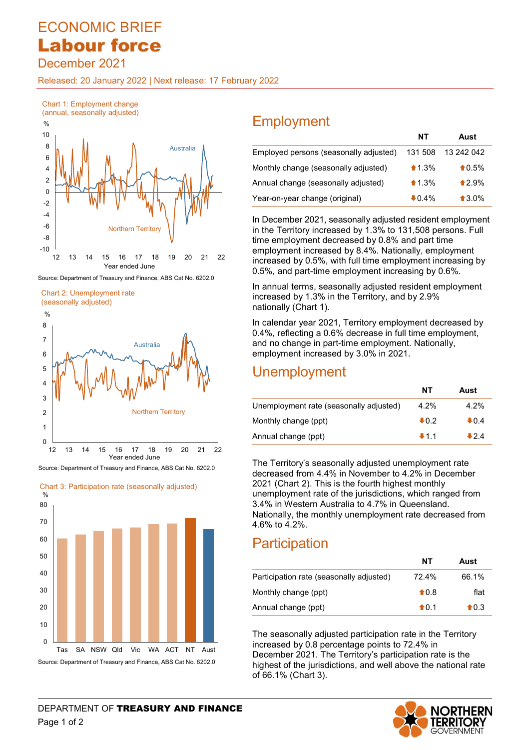# ECONOMIC BRIEF
# Labour force
## December 2021

Released: 20 January 2022 | Next release: 17 February 2022

Chart 1: Employment change (annual, seasonally adjusted)

Source: Department of Treasury and Finance, ABS Cat No. 6202.0

Chart 2: Unemployment rate (seasonally adjusted)

Source: Department of Treasury and Finance, ABS Cat No. 6202.0

Chart 3: Participation rate (seasonally adjusted)

Source: Department of Treasury and Finance, ABS Cat No. 6202.0

## Employment

| | NT | Aust |
|---|---|---|
| Employed persons (seasonally adjusted) | 131 508 | 13 242 042 |
| Monthly change (seasonally adjusted) | ⬆1.3% | ⬆0.5% |
| Annual change (seasonally adjusted) | ⬆1.3% | ⬆2.9% |
| Year-on-year change (original) | ⬇0.4% | ⬆3.0% |

In December 2021, seasonally adjusted resident employment in the Territory increased by 1.3% to 131,508 persons. Full time employment decreased by 0.8% and part time employment increased by 8.4%. Nationally, employment increased by 0.5%, with full time employment increasing by 0.5%, and part-time employment increasing by 0.6%.

In annual terms, seasonally adjusted resident employment increased by 1.3% in the Territory, and by 2.9% nationally (Chart 1).

In calendar year 2021, Territory employment decreased by 0.4%, reflecting a 0.6% decrease in full time employment, and no change in part-time employment. Nationally, employment increased by 3.0% in 2021.

## Unemployment

| | NT | Aust |
|---|---|---|
| Unemployment rate (seasonally adjusted) | 4.2% | 4.2% |
| Monthly change (ppt) | ⬇0.2 | ⬇0.4 |
| Annual change (ppt) | ⬇1.1 | ⬇2.4 |

The Territory's seasonally adjusted unemployment rate decreased from 4.4% in November to 4.2% in December 2021 (Chart 2). This is the fourth highest monthly unemployment rate of the jurisdictions, which ranged from 3.4% in Western Australia to 4.7% in Queensland. Nationally, the monthly unemployment rate decreased from 4.6% to 4.2%.

## Participation

| | NT | Aust |
|---|---|---|
| Participation rate (seasonally adjusted) | 72.4% | 66.1% |
| Monthly change (ppt) | ⬆0.8 | flat |
| Annual change (ppt) | ⬆0.1 | ⬆0.3 |

The seasonally adjusted participation rate in the Territory increased by 0.8 percentage points to 72.4% in December 2021. The Territory's participation rate is the highest of the jurisdictions, and well above the national rate of 66.1% (Chart 3).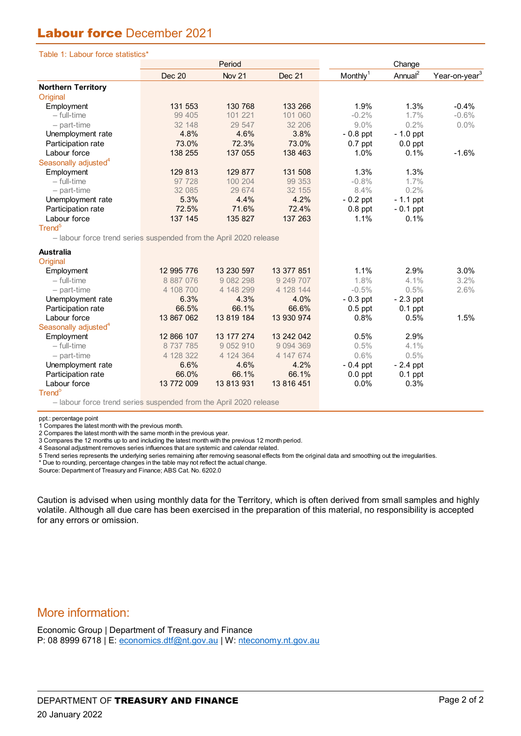# **Labour force** December 2021

Table 1: Labour force statistics*

| | Period | | | Change | | |
|---|---|---|---|---|---|---|
| | Dec 20 | Nov 21 | Dec 21 | Monthly[1] | Annual[2] | Year-on-year[3] |
| **Northern Territory** | | | | | | |
| Original | | | | | | |
| Employment | 131 553 | 130 768 | 133 266 | 1.9% | 1.3% | -0.4% |
| – full-time | 99 405 | 101 221 | 101 060 | -0.2% | 1.7% | -0.6% |
| – part-time | 32 148 | 29 547 | 32 206 | 9.0% | 0.2% | 0.0% |
| Unemployment rate | 4.8% | 4.6% | 3.8% | - 0.8 ppt | - 1.0 ppt | |
| Participation rate | 73.0% | 72.3% | 73.0% | 0.7 ppt | 0.0 ppt | |
| Labour force | 138 255 | 137 055 | 138 463 | 1.0% | 0.1% | -1.6% |
| Seasonally adjusted[4] | | | | | | |
| Employment | 129 813 | 129 877 | 131 508 | 1.3% | 1.3% | |
| – full-time | 97 728 | 100 204 | 99 353 | -0.8% | 1.7% | |
| – part-time | 32 085 | 29 674 | 32 155 | 8.4% | 0.2% | |
| Unemployment rate | 5.3% | 4.4% | 4.2% | - 0.2 ppt | - 1.1 ppt | |
| Participation rate | 72.5% | 71.6% | 72.4% | 0.8 ppt | - 0.1 ppt | |
| Labour force | 137 145 | 135 827 | 137 263 | 1.1% | 0.1% | |
| Trend[5] | | | | | | |
| – labour force trend series suspended from the April 2020 release | | | | | | |
| **Australia** | | | | | | |
| Original | | | | | | |
| Employment | 12 995 776 | 13 230 597 | 13 377 851 | 1.1% | 2.9% | 3.0% |
| – full-time | 8 887 076 | 9 082 298 | 9 249 707 | 1.8% | 4.1% | 3.2% |
| – part-time | 4 108 700 | 4 148 299 | 4 128 144 | -0.5% | 0.5% | 2.6% |
| Unemployment rate | 6.3% | 4.3% | 4.0% | - 0.3 ppt | - 2.3 ppt | |
| Participation rate | 66.5% | 66.1% | 66.6% | 0.5 ppt | 0.1 ppt | |
| Labour force | 13 867 062 | 13 819 184 | 13 930 974 | 0.8% | 0.5% | 1.5% |
| Seasonally adjusted[4] | | | | | | |
| Employment | 12 866 107 | 13 177 274 | 13 242 042 | 0.5% | 2.9% | |
| – full-time | 8 737 785 | 9 052 910 | 9 094 369 | 0.5% | 4.1% | |
| – part-time | 4 128 322 | 4 124 364 | 4 147 674 | 0.6% | 0.5% | |
| Unemployment rate | 6.6% | 4.6% | 4.2% | - 0.4 ppt | - 2.4 ppt | |
| Participation rate | 66.0% | 66.1% | 66.1% | 0.0 ppt | 0.1 ppt | |
| Labour force | 13 772 009 | 13 813 931 | 13 816 451 | 0.0% | 0.3% | |
| Trend[5] | | | | | | |
| – labour force trend series suspended from the April 2020 release | | | | | | |

ppt.: percentage point
1 Compares the latest month with the previous month.
2 Compares the latest month with the same month in the previous year.
3 Compares the 12 months up to and including the latest month with the previous 12 month period.
4 Seasonal adjustment removes series influences that are systemic and calendar related.
5 Trend series represents the underlying series remaining after removing seasonal effects from the original data and smoothing out the irregularities.
* Due to rounding, percentage changes in the table may not reflect the actual change.
Source: Department of Treasury and Finance; ABS Cat. No. 6202.0

Caution is advised when using monthly data for the Territory, which is often derived from small samples and highly volatile. Although all due care has been exercised in the preparation of this material, no responsibility is accepted for any errors or omission.

## More information:

Economic Group | Department of Treasury and Finance
P: 08 8999 6718 | E: economics.dtf@nt.gov.au | W: nteconomy.nt.gov.au

DEPARTMENT OF **TREASURY AND FINANCE**

20 January 2022